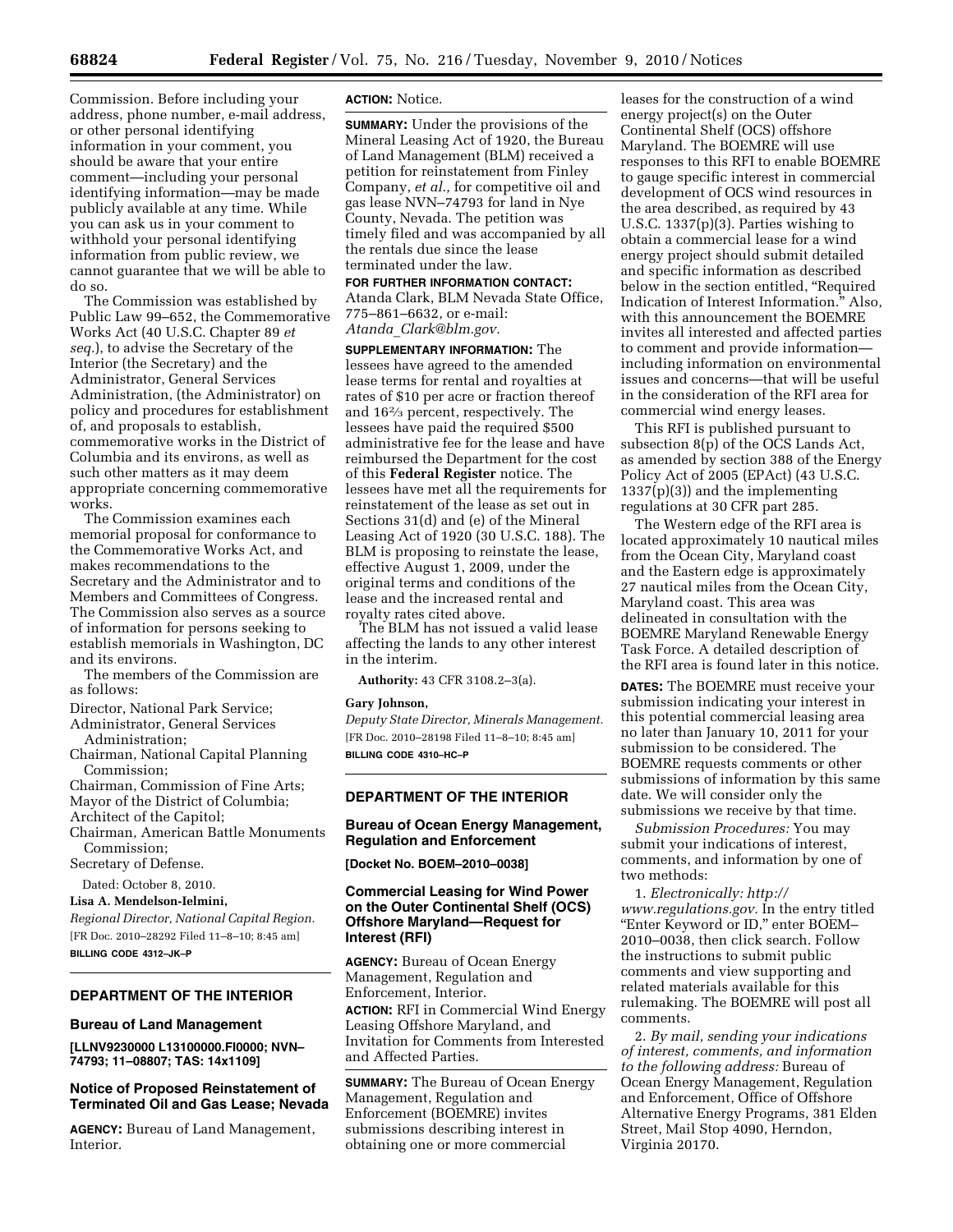Commission. Before including your address, phone number, e-mail address, or other personal identifying information in your comment, you should be aware that your entire comment—including your personal identifying information—may be made publicly available at any time. While you can ask us in your comment to withhold your personal identifying information from public review, we cannot guarantee that we will be able to do so.

The Commission was established by Public Law 99–652, the Commemorative Works Act (40 U.S.C. Chapter 89 *et seq.*), to advise the Secretary of the Interior (the Secretary) and the Administrator, General Services Administration, (the Administrator) on policy and procedures for establishment of, and proposals to establish, commemorative works in the District of Columbia and its environs, as well as such other matters as it may deem appropriate concerning commemorative works.

The Commission examines each memorial proposal for conformance to the Commemorative Works Act, and makes recommendations to the Secretary and the Administrator and to Members and Committees of Congress. The Commission also serves as a source of information for persons seeking to establish memorials in Washington, DC and its environs.

The members of the Commission are as follows:

Director, National Park Service;
Administrator, General Services Administration;
Chairman, National Capital Planning Commission;
Chairman, Commission of Fine Arts;
Mayor of the District of Columbia;
Architect of the Capitol;
Chairman, American Battle Monuments Commission;
Secretary of Defense.

Dated: October 8, 2010.

**Lisa A. Mendelson-Ielmini,**

*Regional Director, National Capital Region.*

[FR Doc. 2010–28292 Filed 11–8–10; 8:45 am]

**BILLING CODE 4312–JK–P**

## DEPARTMENT OF THE INTERIOR

### Bureau of Land Management

**[LLNV9230000 L13100000.FI0000; NVN–74793; 11–08807; TAS: 14x1109]**

### Notice of Proposed Reinstatement of Terminated Oil and Gas Lease; Nevada

**AGENCY:** Bureau of Land Management, Interior.

**ACTION:** Notice.

**SUMMARY:** Under the provisions of the Mineral Leasing Act of 1920, the Bureau of Land Management (BLM) received a petition for reinstatement from Finley Company, *et al.,* for competitive oil and gas lease NVN–74793 for land in Nye County, Nevada. The petition was timely filed and was accompanied by all the rentals due since the lease terminated under the law.

**FOR FURTHER INFORMATION CONTACT:** Atanda Clark, BLM Nevada State Office, 775–861–6632, or e-mail: *Atanda_Clark@blm.gov.*

**SUPPLEMENTARY INFORMATION:** The lessees have agreed to the amended lease terms for rental and royalties at rates of $10 per acre or fraction thereof and 16⅔ percent, respectively. The lessees have paid the required $500 administrative fee for the lease and have reimbursed the Department for the cost of this **Federal Register** notice. The lessees have met all the requirements for reinstatement of the lease as set out in Sections 31(d) and (e) of the Mineral Leasing Act of 1920 (30 U.S.C. 188). The BLM is proposing to reinstate the lease, effective August 1, 2009, under the original terms and conditions of the lease and the increased rental and royalty rates cited above.

The BLM has not issued a valid lease affecting the lands to any other interest in the interim.

**Authority:** 43 CFR 3108.2–3(a).

**Gary Johnson,**

*Deputy State Director, Minerals Management.*

[FR Doc. 2010–28198 Filed 11–8–10; 8:45 am]

**BILLING CODE 4310–HC–P**

## DEPARTMENT OF THE INTERIOR

### Bureau of Ocean Energy Management, Regulation and Enforcement

**[Docket No. BOEM–2010–0038]**

### Commercial Leasing for Wind Power on the Outer Continental Shelf (OCS) Offshore Maryland—Request for Interest (RFI)

**AGENCY:** Bureau of Ocean Energy Management, Regulation and Enforcement, Interior.

**ACTION:** RFI in Commercial Wind Energy Leasing Offshore Maryland, and Invitation for Comments from Interested and Affected Parties.

**SUMMARY:** The Bureau of Ocean Energy Management, Regulation and Enforcement (BOEMRE) invites submissions describing interest in obtaining one or more commercial leases for the construction of a wind energy project(s) on the Outer Continental Shelf (OCS) offshore Maryland. The BOEMRE will use responses to this RFI to enable BOEMRE to gauge specific interest in commercial development of OCS wind resources in the area described, as required by 43 U.S.C. 1337(p)(3). Parties wishing to obtain a commercial lease for a wind energy project should submit detailed and specific information as described below in the section entitled, "Required Indication of Interest Information." Also, with this announcement the BOEMRE invites all interested and affected parties to comment and provide information—including information on environmental issues and concerns—that will be useful in the consideration of the RFI area for commercial wind energy leases.

This RFI is published pursuant to subsection 8(p) of the OCS Lands Act, as amended by section 388 of the Energy Policy Act of 2005 (EPAct) (43 U.S.C. 1337(p)(3)) and the implementing regulations at 30 CFR part 285.

The Western edge of the RFI area is located approximately 10 nautical miles from the Ocean City, Maryland coast and the Eastern edge is approximately 27 nautical miles from the Ocean City, Maryland coast. This area was delineated in consultation with the BOEMRE Maryland Renewable Energy Task Force. A detailed description of the RFI area is found later in this notice.

**DATES:** The BOEMRE must receive your submission indicating your interest in this potential commercial leasing area no later than January 10, 2011 for your submission to be considered. The BOEMRE requests comments or other submissions of information by this same date. We will consider only the submissions we receive by that time.

*Submission Procedures:* You may submit your indications of interest, comments, and information by one of two methods:

1. *Electronically: http://www.regulations.gov.* In the entry titled "Enter Keyword or ID," enter BOEM–2010–0038, then click search. Follow the instructions to submit public comments and view supporting and related materials available for this rulemaking. The BOEMRE will post all comments.

2. *By mail, sending your indications of interest, comments, and information to the following address:* Bureau of Ocean Energy Management, Regulation and Enforcement, Office of Offshore Alternative Energy Programs, 381 Elden Street, Mail Stop 4090, Herndon, Virginia 20170.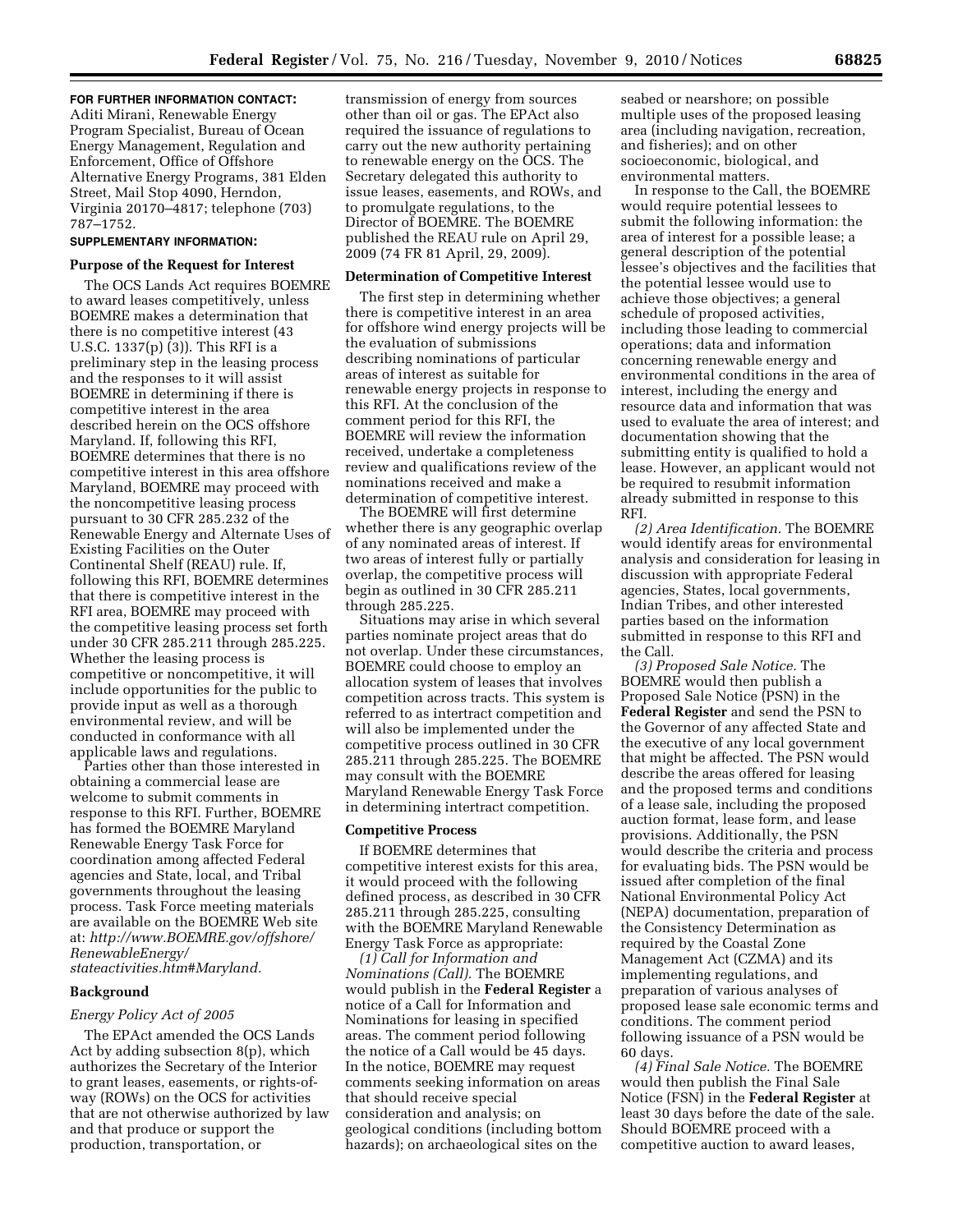**FOR FURTHER INFORMATION CONTACT:** Aditi Mirani, Renewable Energy Program Specialist, Bureau of Ocean Energy Management, Regulation and Enforcement, Office of Offshore Alternative Energy Programs, 381 Elden Street, Mail Stop 4090, Herndon, Virginia 20170–4817; telephone (703) 787–1752.

**SUPPLEMENTARY INFORMATION:**

**Purpose of the Request for Interest**

The OCS Lands Act requires BOEMRE to award leases competitively, unless BOEMRE makes a determination that there is no competitive interest (43 U.S.C. 1337(p) (3)). This RFI is a preliminary step in the leasing process and the responses to it will assist BOEMRE in determining if there is competitive interest in the area described herein on the OCS offshore Maryland. If, following this RFI, BOEMRE determines that there is no competitive interest in this area offshore Maryland, BOEMRE may proceed with the noncompetitive leasing process pursuant to 30 CFR 285.232 of the Renewable Energy and Alternate Uses of Existing Facilities on the Outer Continental Shelf (REAU) rule. If, following this RFI, BOEMRE determines that there is competitive interest in the RFI area, BOEMRE may proceed with the competitive leasing process set forth under 30 CFR 285.211 through 285.225. Whether the leasing process is competitive or noncompetitive, it will include opportunities for the public to provide input as well as a thorough environmental review, and will be conducted in conformance with all applicable laws and regulations.

Parties other than those interested in obtaining a commercial lease are welcome to submit comments in response to this RFI. Further, BOEMRE has formed the BOEMRE Maryland Renewable Energy Task Force for coordination among affected Federal agencies and State, local, and Tribal governments throughout the leasing process. Task Force meeting materials are available on the BOEMRE Web site at: *http://www.BOEMRE.gov/offshore/RenewableEnergy/stateactivities.htm#Maryland.*

**Background**

*Energy Policy Act of 2005*

The EPAct amended the OCS Lands Act by adding subsection 8(p), which authorizes the Secretary of the Interior to grant leases, easements, or rights-of-way (ROWs) on the OCS for activities that are not otherwise authorized by law and that produce or support the production, transportation, or transmission of energy from sources other than oil or gas. The EPAct also required the issuance of regulations to carry out the new authority pertaining to renewable energy on the OCS. The Secretary delegated this authority to issue leases, easements, and ROWs, and to promulgate regulations, to the Director of BOEMRE. The BOEMRE published the REAU rule on April 29, 2009 (74 FR 81 April, 29, 2009).

**Determination of Competitive Interest**

The first step in determining whether there is competitive interest in an area for offshore wind energy projects will be the evaluation of submissions describing nominations of particular areas of interest as suitable for renewable energy projects in response to this RFI. At the conclusion of the comment period for this RFI, the BOEMRE will review the information received, undertake a completeness review and qualifications review of the nominations received and make a determination of competitive interest.

The BOEMRE will first determine whether there is any geographic overlap of any nominated areas of interest. If two areas of interest fully or partially overlap, the competitive process will begin as outlined in 30 CFR 285.211 through 285.225.

Situations may arise in which several parties nominate project areas that do not overlap. Under these circumstances, BOEMRE could choose to employ an allocation system of leases that involves competition across tracts. This system is referred to as intertract competition and will also be implemented under the competitive process outlined in 30 CFR 285.211 through 285.225. The BOEMRE may consult with the BOEMRE Maryland Renewable Energy Task Force in determining intertract competition.

**Competitive Process**

If BOEMRE determines that competitive interest exists for this area, it would proceed with the following defined process, as described in 30 CFR 285.211 through 285.225, consulting with the BOEMRE Maryland Renewable Energy Task Force as appropriate:

*(1) Call for Information and Nominations (Call).* The BOEMRE would publish in the **Federal Register** a notice of a Call for Information and Nominations for leasing in specified areas. The comment period following the notice of a Call would be 45 days. In the notice, BOEMRE may request comments seeking information on areas that should receive special consideration and analysis; on geological conditions (including bottom hazards); on archaeological sites on the seabed or nearshore; on possible multiple uses of the proposed leasing area (including navigation, recreation, and fisheries); and on other socioeconomic, biological, and environmental matters.

In response to the Call, the BOEMRE would require potential lessees to submit the following information: the area of interest for a possible lease; a general description of the potential lessee's objectives and the facilities that the potential lessee would use to achieve those objectives; a general schedule of proposed activities, including those leading to commercial operations; data and information concerning renewable energy and environmental conditions in the area of interest, including the energy and resource data and information that was used to evaluate the area of interest; and documentation showing that the submitting entity is qualified to hold a lease. However, an applicant would not be required to resubmit information already submitted in response to this RFI.

*(2) Area Identification.* The BOEMRE would identify areas for environmental analysis and consideration for leasing in discussion with appropriate Federal agencies, States, local governments, Indian Tribes, and other interested parties based on the information submitted in response to this RFI and the Call.

*(3) Proposed Sale Notice.* The BOEMRE would then publish a Proposed Sale Notice (PSN) in the **Federal Register** and send the PSN to the Governor of any affected State and the executive of any local government that might be affected. The PSN would describe the areas offered for leasing and the proposed terms and conditions of a lease sale, including the proposed auction format, lease form, and lease provisions. Additionally, the PSN would describe the criteria and process for evaluating bids. The PSN would be issued after completion of the final National Environmental Policy Act (NEPA) documentation, preparation of the Consistency Determination as required by the Coastal Zone Management Act (CZMA) and its implementing regulations, and preparation of various analyses of proposed lease sale economic terms and conditions. The comment period following issuance of a PSN would be 60 days.

*(4) Final Sale Notice.* The BOEMRE would then publish the Final Sale Notice (FSN) in the **Federal Register** at least 30 days before the date of the sale. Should BOEMRE proceed with a competitive auction to award leases,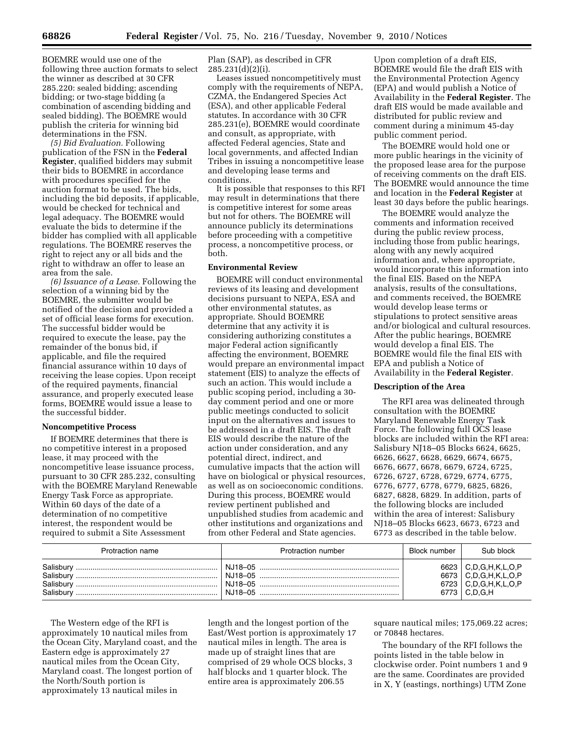BOEMRE would use one of the following three auction formats to select the winner as described at 30 CFR 285.220: sealed bidding; ascending bidding; or two-stage bidding (a combination of ascending bidding and sealed bidding). The BOEMRE would publish the criteria for winning bid determinations in the FSN.

*(5) Bid Evaluation.* Following publication of the FSN in the **Federal Register**, qualified bidders may submit their bids to BOEMRE in accordance with procedures specified for the auction format to be used. The bids, including the bid deposits, if applicable, would be checked for technical and legal adequacy. The BOEMRE would evaluate the bids to determine if the bidder has complied with all applicable regulations. The BOEMRE reserves the right to reject any or all bids and the right to withdraw an offer to lease an area from the sale.

*(6) Issuance of a Lease.* Following the selection of a winning bid by the BOEMRE, the submitter would be notified of the decision and provided a set of official lease forms for execution. The successful bidder would be required to execute the lease, pay the remainder of the bonus bid, if applicable, and file the required financial assurance within 10 days of receiving the lease copies. Upon receipt of the required payments, financial assurance, and properly executed lease forms, BOEMRE would issue a lease to the successful bidder.

**Noncompetitive Process**

If BOEMRE determines that there is no competitive interest in a proposed lease, it may proceed with the noncompetitive lease issuance process, pursuant to 30 CFR 285.232, consulting with the BOEMRE Maryland Renewable Energy Task Force as appropriate. Within 60 days of the date of a determination of no competitive interest, the respondent would be required to submit a Site Assessment Plan (SAP), as described in CFR 285.231(d)(2)(i).

Leases issued noncompetitively must comply with the requirements of NEPA, CZMA, the Endangered Species Act (ESA), and other applicable Federal statutes. In accordance with 30 CFR 285.231(e), BOEMRE would coordinate and consult, as appropriate, with affected Federal agencies, State and local governments, and affected Indian Tribes in issuing a noncompetitive lease and developing lease terms and conditions.

It is possible that responses to this RFI may result in determinations that there is competitive interest for some areas but not for others. The BOEMRE will announce publicly its determinations before proceeding with a competitive process, a noncompetitive process, or both.

**Environmental Review**

BOEMRE will conduct environmental reviews of its leasing and development decisions pursuant to NEPA, ESA and other environmental statutes, as appropriate. Should BOEMRE determine that any activity it is considering authorizing constitutes a major Federal action significantly affecting the environment, BOEMRE would prepare an environmental impact statement (EIS) to analyze the effects of such an action. This would include a public scoping period, including a 30-day comment period and one or more public meetings conducted to solicit input on the alternatives and issues to be addressed in a draft EIS. The draft EIS would describe the nature of the action under consideration, and any potential direct, indirect, and cumulative impacts that the action will have on biological or physical resources, as well as on socioeconomic conditions. During this process, BOEMRE would review pertinent published and unpublished studies from academic and other institutions and organizations and from other Federal and State agencies.

Upon completion of a draft EIS, BOEMRE would file the draft EIS with the Environmental Protection Agency (EPA) and would publish a Notice of Availability in the **Federal Register**. The draft EIS would be made available and distributed for public review and comment during a minimum 45-day public comment period.

The BOEMRE would hold one or more public hearings in the vicinity of the proposed lease area for the purpose of receiving comments on the draft EIS. The BOEMRE would announce the time and location in the **Federal Register** at least 30 days before the public hearings.

The BOEMRE would analyze the comments and information received during the public review process, including those from public hearings, along with any newly acquired information and, where appropriate, would incorporate this information into the final EIS. Based on the NEPA analysis, results of the consultations, and comments received, the BOEMRE would develop lease terms or stipulations to protect sensitive areas and/or biological and cultural resources. After the public hearings, BOEMRE would develop a final EIS. The BOEMRE would file the final EIS with EPA and publish a Notice of Availability in the **Federal Register**.

**Description of the Area**

The RFI area was delineated through consultation with the BOEMRE Maryland Renewable Energy Task Force. The following full OCS lease blocks are included within the RFI area: Salisbury NJ18–05 Blocks 6624, 6625, 6626, 6627, 6628, 6629, 6674, 6675, 6676, 6677, 6678, 6679, 6724, 6725, 6726, 6727, 6728, 6729, 6774, 6775, 6776, 6777, 6778, 6779, 6825, 6826, 6827, 6828, 6829. In addition, parts of the following blocks are included within the area of interest: Salisbury NJ18–05 Blocks 6623, 6673, 6723 and 6773 as described in the table below.

| Protraction name | Protraction number | Block number | Sub block |
|---|---|---|---|
| Salisbury | NJ18–05 | 6623 | C,D,G,H,K,L,O,P |
| Salisbury | NJ18–05 | 6673 | C,D,G,H,K,L,O,P |
| Salisbury | NJ18–05 | 6723 | C,D,G,H,K,L,O,P |
| Salisbury | NJ18–05 | 6773 | C,D,G,H |

The Western edge of the RFI is approximately 10 nautical miles from the Ocean City, Maryland coast, and the Eastern edge is approximately 27 nautical miles from the Ocean City, Maryland coast. The longest portion of the North/South portion is approximately 13 nautical miles in length and the longest portion of the East/West portion is approximately 17 nautical miles in length. The area is made up of straight lines that are comprised of 29 whole OCS blocks, 3 half blocks and 1 quarter block. The entire area is approximately 206.55 square nautical miles; 175,069.22 acres; or 70848 hectares.

The boundary of the RFI follows the points listed in the table below in clockwise order. Point numbers 1 and 9 are the same. Coordinates are provided in X, Y (eastings, northings) UTM Zone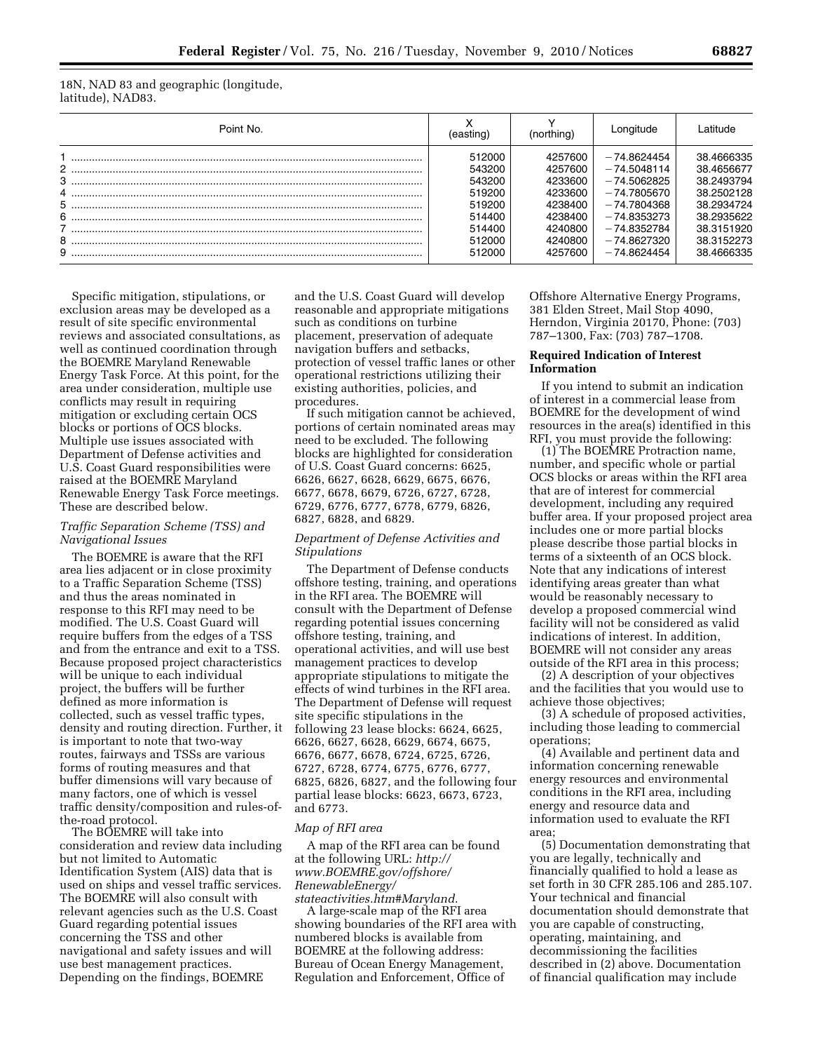18N, NAD 83 and geographic (longitude, latitude), NAD83.

| Point No. | X (easting) | Y (northing) | Longitude | Latitude |
|---|---|---|---|---|
| 1 | 512000 | 4257600 | −74.8624454 | 38.4666335 |
| 2 | 543200 | 4257600 | −74.5048114 | 38.4656677 |
| 3 | 543200 | 4233600 | −74.5062825 | 38.2493794 |
| 4 | 519200 | 4233600 | −74.7805670 | 38.2502128 |
| 5 | 519200 | 4238400 | −74.7804368 | 38.2934724 |
| 6 | 514400 | 4238400 | −74.8353273 | 38.2935622 |
| 7 | 514400 | 4240800 | −74.8352784 | 38.3151920 |
| 8 | 512000 | 4240800 | −74.8627320 | 38.3152273 |
| 9 | 512000 | 4257600 | −74.8624454 | 38.4666335 |

Specific mitigation, stipulations, or exclusion areas may be developed as a result of site specific environmental reviews and associated consultations, as well as continued coordination through the BOEMRE Maryland Renewable Energy Task Force. At this point, for the area under consideration, multiple use conflicts may result in requiring mitigation or excluding certain OCS blocks or portions of OCS blocks. Multiple use issues associated with Department of Defense activities and U.S. Coast Guard responsibilities were raised at the BOEMRE Maryland Renewable Energy Task Force meetings. These are described below.

*Traffic Separation Scheme (TSS) and Navigational Issues*

The BOEMRE is aware that the RFI area lies adjacent or in close proximity to a Traffic Separation Scheme (TSS) and thus the areas nominated in response to this RFI may need to be modified. The U.S. Coast Guard will require buffers from the edges of a TSS and from the entrance and exit to a TSS. Because proposed project characteristics will be unique to each individual project, the buffers will be further defined as more information is collected, such as vessel traffic types, density and routing direction. Further, it is important to note that two-way routes, fairways and TSSs are various forms of routing measures and that buffer dimensions will vary because of many factors, one of which is vessel traffic density/composition and rules-of-the-road protocol.

The BOEMRE will take into consideration and review data including but not limited to Automatic Identification System (AIS) data that is used on ships and vessel traffic services. The BOEMRE will also consult with relevant agencies such as the U.S. Coast Guard regarding potential issues concerning the TSS and other navigational and safety issues and will use best management practices. Depending on the findings, BOEMRE and the U.S. Coast Guard will develop reasonable and appropriate mitigations such as conditions on turbine placement, preservation of adequate navigation buffers and setbacks, protection of vessel traffic lanes or other operational restrictions utilizing their existing authorities, policies, and procedures.

If such mitigation cannot be achieved, portions of certain nominated areas may need to be excluded. The following blocks are highlighted for consideration of U.S. Coast Guard concerns: 6625, 6626, 6627, 6628, 6629, 6675, 6676, 6677, 6678, 6679, 6726, 6727, 6728, 6729, 6776, 6777, 6778, 6779, 6826, 6827, 6828, and 6829.

*Department of Defense Activities and Stipulations*

The Department of Defense conducts offshore testing, training, and operations in the RFI area. The BOEMRE will consult with the Department of Defense regarding potential issues concerning offshore testing, training, and operational activities, and will use best management practices to develop appropriate stipulations to mitigate the effects of wind turbines in the RFI area. The Department of Defense will request site specific stipulations in the following 23 lease blocks: 6624, 6625, 6626, 6627, 6628, 6629, 6674, 6675, 6676, 6677, 6678, 6724, 6725, 6726, 6727, 6728, 6774, 6775, 6776, 6777, 6825, 6826, 6827, and the following four partial lease blocks: 6623, 6673, 6723, and 6773.

*Map of RFI area*

A map of the RFI area can be found at the following URL: *http://www.BOEMRE.gov/offshore/RenewableEnergy/stateactivities.htm#Maryland.*

A large-scale map of the RFI area showing boundaries of the RFI area with numbered blocks is available from BOEMRE at the following address: Bureau of Ocean Energy Management, Regulation and Enforcement, Office of Offshore Alternative Energy Programs, 381 Elden Street, Mail Stop 4090, Herndon, Virginia 20170, Phone: (703) 787–1300, Fax: (703) 787–1708.

**Required Indication of Interest Information**

If you intend to submit an indication of interest in a commercial lease from BOEMRE for the development of wind resources in the area(s) identified in this RFI, you must provide the following:

(1) The BOEMRE Protraction name, number, and specific whole or partial OCS blocks or areas within the RFI area that are of interest for commercial development, including any required buffer area. If your proposed project area includes one or more partial blocks please describe those partial blocks in terms of a sixteenth of an OCS block. Note that any indications of interest identifying areas greater than what would be reasonably necessary to develop a proposed commercial wind facility will not be considered as valid indications of interest. In addition, BOEMRE will not consider any areas outside of the RFI area in this process;

(2) A description of your objectives and the facilities that you would use to achieve those objectives;

(3) A schedule of proposed activities, including those leading to commercial operations;

(4) Available and pertinent data and information concerning renewable energy resources and environmental conditions in the RFI area, including energy and resource data and information used to evaluate the RFI area;

(5) Documentation demonstrating that you are legally, technically and financially qualified to hold a lease as set forth in 30 CFR 285.106 and 285.107. Your technical and financial documentation should demonstrate that you are capable of constructing, operating, maintaining, and decommissioning the facilities described in (2) above. Documentation of financial qualification may include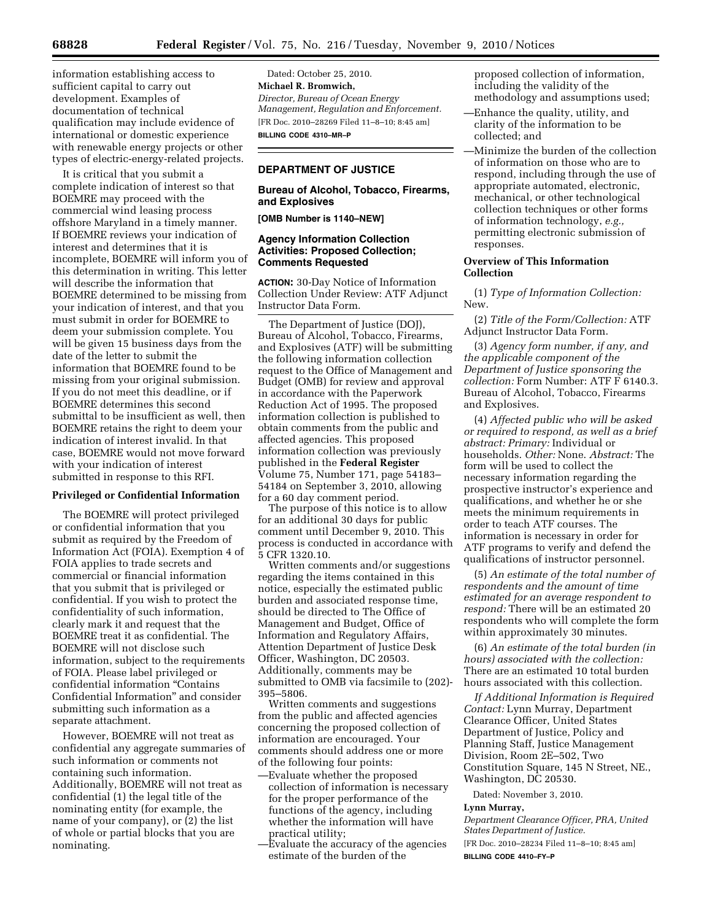information establishing access to sufficient capital to carry out development. Examples of documentation of technical qualification may include evidence of international or domestic experience with renewable energy projects or other types of electric-energy-related projects.

It is critical that you submit a complete indication of interest so that BOEMRE may proceed with the commercial wind leasing process offshore Maryland in a timely manner. If BOEMRE reviews your indication of interest and determines that it is incomplete, BOEMRE will inform you of this determination in writing. This letter will describe the information that BOEMRE determined to be missing from your indication of interest, and that you must submit in order for BOEMRE to deem your submission complete. You will be given 15 business days from the date of the letter to submit the information that BOEMRE found to be missing from your original submission. If you do not meet this deadline, or if BOEMRE determines this second submittal to be insufficient as well, then BOEMRE retains the right to deem your indication of interest invalid. In that case, BOEMRE would not move forward with your indication of interest submitted in response to this RFI.

**Privileged or Confidential Information**

The BOEMRE will protect privileged or confidential information that you submit as required by the Freedom of Information Act (FOIA). Exemption 4 of FOIA applies to trade secrets and commercial or financial information that you submit that is privileged or confidential. If you wish to protect the confidentiality of such information, clearly mark it and request that the BOEMRE treat it as confidential. The BOEMRE will not disclose such information, subject to the requirements of FOIA. Please label privileged or confidential information "Contains Confidential Information" and consider submitting such information as a separate attachment.

However, BOEMRE will not treat as confidential any aggregate summaries of such information or comments not containing such information. Additionally, BOEMRE will not treat as confidential (1) the legal title of the nominating entity (for example, the name of your company), or (2) the list of whole or partial blocks that you are nominating.

Dated: October 25, 2010.

**Michael R. Bromwich,**

*Director, Bureau of Ocean Energy Management, Regulation and Enforcement.*

[FR Doc. 2010–28269 Filed 11–8–10; 8:45 am]

**BILLING CODE 4310–MR–P**

## DEPARTMENT OF JUSTICE

### Bureau of Alcohol, Tobacco, Firearms, and Explosives

**[OMB Number is 1140–NEW]**

### Agency Information Collection Activities: Proposed Collection; Comments Requested

**ACTION:** 30-Day Notice of Information Collection Under Review: ATF Adjunct Instructor Data Form.

The Department of Justice (DOJ), Bureau of Alcohol, Tobacco, Firearms, and Explosives (ATF) will be submitting the following information collection request to the Office of Management and Budget (OMB) for review and approval in accordance with the Paperwork Reduction Act of 1995. The proposed information collection is published to obtain comments from the public and affected agencies. This proposed information collection was previously published in the **Federal Register** Volume 75, Number 171, page 54183–54184 on September 3, 2010, allowing for a 60 day comment period.

The purpose of this notice is to allow for an additional 30 days for public comment until December 9, 2010. This process is conducted in accordance with 5 CFR 1320.10.

Written comments and/or suggestions regarding the items contained in this notice, especially the estimated public burden and associated response time, should be directed to The Office of Management and Budget, Office of Information and Regulatory Affairs, Attention Department of Justice Desk Officer, Washington, DC 20503. Additionally, comments may be submitted to OMB via facsimile to (202)-395–5806.

Written comments and suggestions from the public and affected agencies concerning the proposed collection of information are encouraged. Your comments should address one or more of the following four points:

—Evaluate whether the proposed collection of information is necessary for the proper performance of the functions of the agency, including whether the information will have practical utility;

—Evaluate the accuracy of the agencies estimate of the burden of the proposed collection of information, including the validity of the methodology and assumptions used;

—Enhance the quality, utility, and clarity of the information to be collected; and

—Minimize the burden of the collection of information on those who are to respond, including through the use of appropriate automated, electronic, mechanical, or other technological collection techniques or other forms of information technology, *e.g.,* permitting electronic submission of responses.

**Overview of This Information Collection**

(1) *Type of Information Collection:* New.

(2) *Title of the Form/Collection:* ATF Adjunct Instructor Data Form.

(3) *Agency form number, if any, and the applicable component of the Department of Justice sponsoring the collection:* Form Number: ATF F 6140.3. Bureau of Alcohol, Tobacco, Firearms and Explosives.

(4) *Affected public who will be asked or required to respond, as well as a brief abstract: Primary:* Individual or households. *Other:* None. *Abstract:* The form will be used to collect the necessary information regarding the prospective instructor's experience and qualifications, and whether he or she meets the minimum requirements in order to teach ATF courses. The information is necessary in order for ATF programs to verify and defend the qualifications of instructor personnel.

(5) *An estimate of the total number of respondents and the amount of time estimated for an average respondent to respond:* There will be an estimated 20 respondents who will complete the form within approximately 30 minutes.

(6) *An estimate of the total burden (in hours) associated with the collection:* There are an estimated 10 total burden hours associated with this collection.

*If Additional Information is Required Contact:* Lynn Murray, Department Clearance Officer, United States Department of Justice, Policy and Planning Staff, Justice Management Division, Room 2E–502, Two Constitution Square, 145 N Street, NE., Washington, DC 20530.

Dated: November 3, 2010.

**Lynn Murray,**

*Department Clearance Officer, PRA, United States Department of Justice.*

[FR Doc. 2010–28234 Filed 11–8–10; 8:45 am]

**BILLING CODE 4410–FY–P**